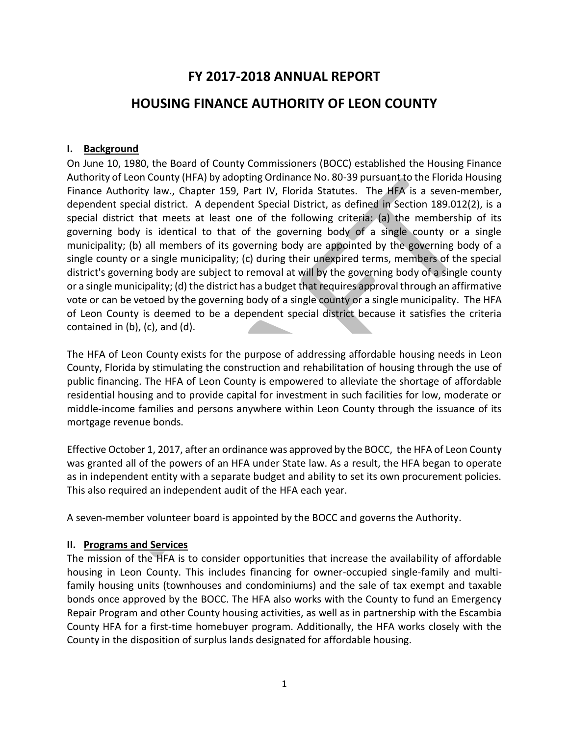# FY 2017-2018 ANNUAL REPORT

# HOUSING FINANCE AUTHORITY OF LEON COUNTY

## I. Background

On June 10, 1980, the Board of County Commissioners (BOCC) established the Housing Finance Authority of Leon County (HFA) by adopting Ordinance No. 80-39 pursuant to the Florida Housing Finance Authority law., Chapter 159, Part IV, Florida Statutes. The HFA is a seven-member, dependent special district. A dependent Special District, as defined in Section 189.012(2), is a special district that meets at least one of the following criteria: (a) the membership of its governing body is identical to that of the governing body of a single county or a single municipality; (b) all members of its governing body are appointed by the governing body of a single county or a single municipality; (c) during their unexpired terms, members of the special district's governing body are subject to removal at will by the governing body of a single county or a single municipality; (d) the district has a budget that requires approval through an affirmative vote or can be vetoed by the governing body of a single county or a single municipality. The HFA of Leon County is deemed to be a dependent special district because it satisfies the criteria contained in (b), (c), and (d).

The HFA of Leon County exists for the purpose of addressing affordable housing needs in Leon County, Florida by stimulating the construction and rehabilitation of housing through the use of public financing. The HFA of Leon County is empowered to alleviate the shortage of affordable residential housing and to provide capital for investment in such facilities for low, moderate or middle-income families and persons anywhere within Leon County through the issuance of its mortgage revenue bonds.

Effective October 1, 2017, after an ordinance was approved by the BOCC, the HFA of Leon County was granted all of the powers of an HFA under State law. As a result, the HFA began to operate as in independent entity with a separate budget and ability to set its own procurement policies. This also required an independent audit of the HFA each year.

A seven-member volunteer board is appointed by the BOCC and governs the Authority.

## II. Programs and Services

The mission of the HFA is to consider opportunities that increase the availability of affordable housing in Leon County. This includes financing for owner-occupied single-family and multi-family housing units (townhouses and condominiums) and the sale of tax exempt and taxable bonds once approved by the BOCC. The HFA also works with the County to fund an Emergency Repair Program and other County housing activities, as well as in partnership with the Escambia County HFA for a first-time homebuyer program. Additionally, the HFA works closely with the County in the disposition of surplus lands designated for affordable housing.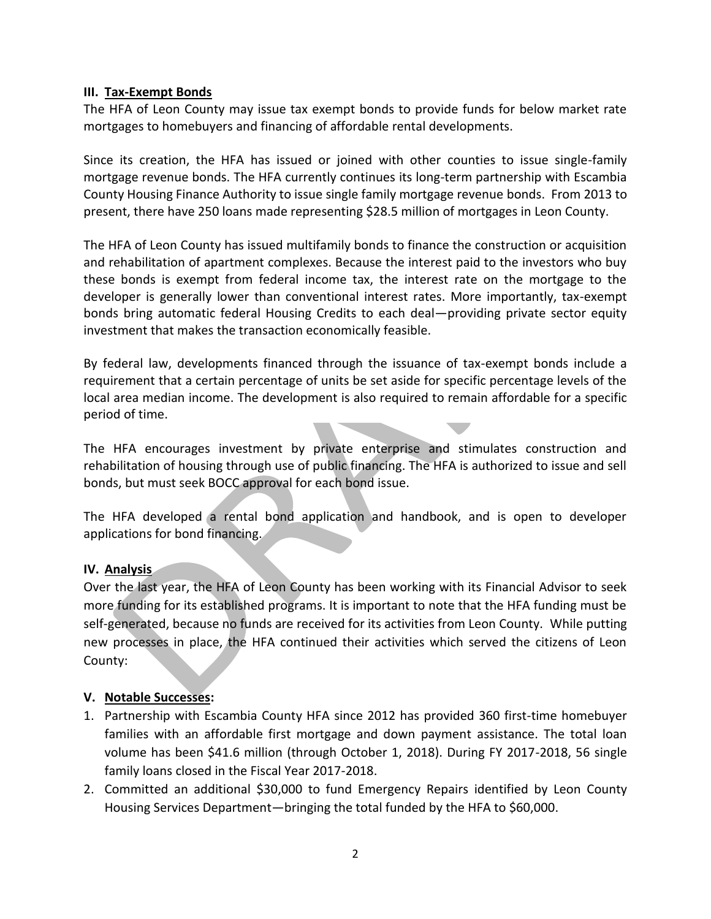## III. Tax-Exempt Bonds

The HFA of Leon County may issue tax exempt bonds to provide funds for below market rate mortgages to homebuyers and financing of affordable rental developments.

Since its creation, the HFA has issued or joined with other counties to issue single-family mortgage revenue bonds. The HFA currently continues its long-term partnership with Escambia County Housing Finance Authority to issue single family mortgage revenue bonds. From 2013 to present, there have 250 loans made representing $28.5 million of mortgages in Leon County.

The HFA of Leon County has issued multifamily bonds to finance the construction or acquisition and rehabilitation of apartment complexes. Because the interest paid to the investors who buy these bonds is exempt from federal income tax, the interest rate on the mortgage to the developer is generally lower than conventional interest rates. More importantly, tax-exempt bonds bring automatic federal Housing Credits to each deal—providing private sector equity investment that makes the transaction economically feasible.

By federal law, developments financed through the issuance of tax-exempt bonds include a requirement that a certain percentage of units be set aside for specific percentage levels of the local area median income. The development is also required to remain affordable for a specific period of time.

The HFA encourages investment by private enterprise and stimulates construction and rehabilitation of housing through use of public financing. The HFA is authorized to issue and sell bonds, but must seek BOCC approval for each bond issue.

The HFA developed a rental bond application and handbook, and is open to developer applications for bond financing.

## IV. Analysis

Over the last year, the HFA of Leon County has been working with its Financial Advisor to seek more funding for its established programs. It is important to note that the HFA funding must be self-generated, because no funds are received for its activities from Leon County. While putting new processes in place, the HFA continued their activities which served the citizens of Leon County:

## V. Notable Successes:

1. Partnership with Escambia County HFA since 2012 has provided 360 first-time homebuyer families with an affordable first mortgage and down payment assistance. The total loan volume has been $41.6 million (through October 1, 2018). During FY 2017-2018, 56 single family loans closed in the Fiscal Year 2017-2018.
2. Committed an additional $30,000 to fund Emergency Repairs identified by Leon County Housing Services Department—bringing the total funded by the HFA to $60,000.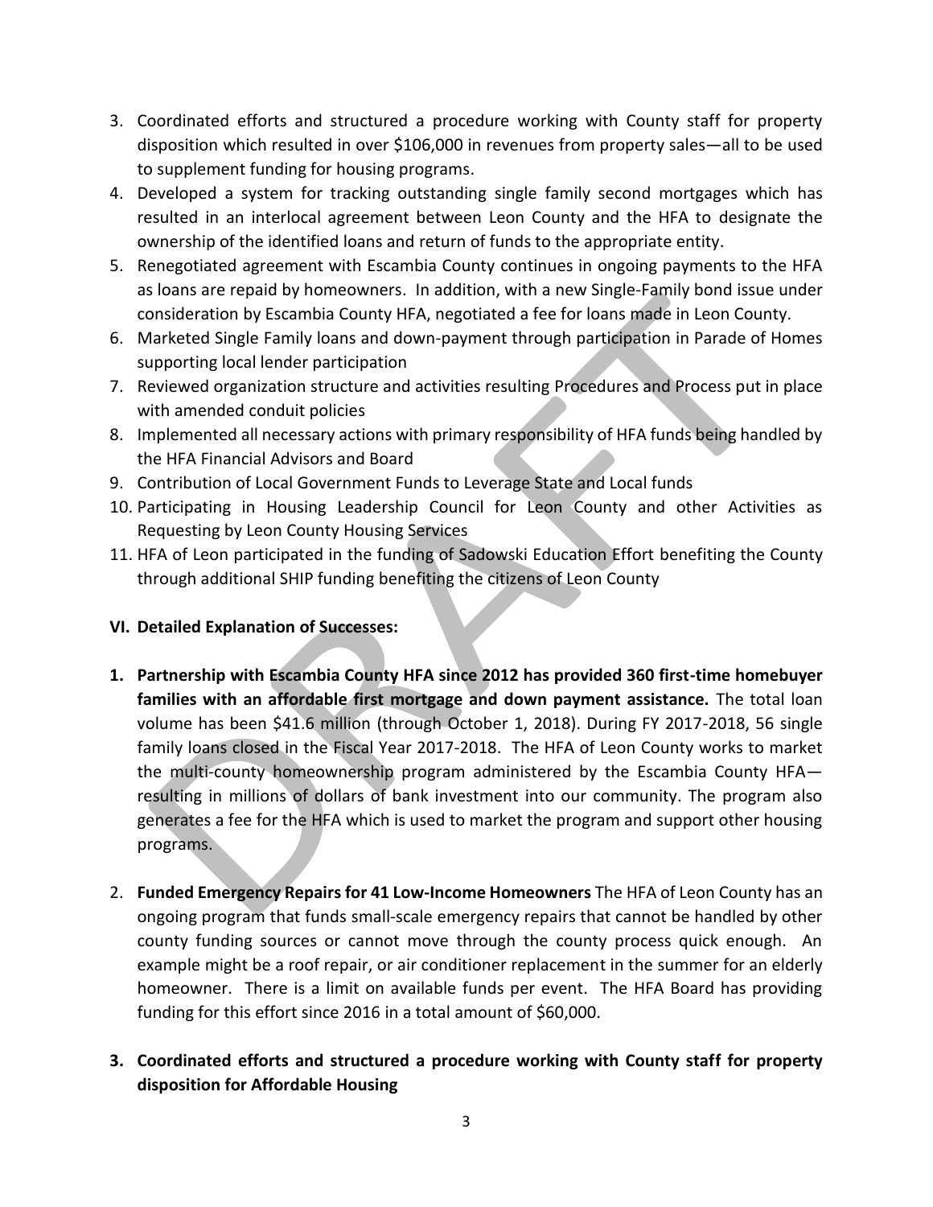3. Coordinated efforts and structured a procedure working with County staff for property disposition which resulted in over $106,000 in revenues from property sales—all to be used to supplement funding for housing programs.
4. Developed a system for tracking outstanding single family second mortgages which has resulted in an interlocal agreement between Leon County and the HFA to designate the ownership of the identified loans and return of funds to the appropriate entity.
5. Renegotiated agreement with Escambia County continues in ongoing payments to the HFA as loans are repaid by homeowners. In addition, with a new Single-Family bond issue under consideration by Escambia County HFA, negotiated a fee for loans made in Leon County.
6. Marketed Single Family loans and down-payment through participation in Parade of Homes supporting local lender participation
7. Reviewed organization structure and activities resulting Procedures and Process put in place with amended conduit policies
8. Implemented all necessary actions with primary responsibility of HFA funds being handled by the HFA Financial Advisors and Board
9. Contribution of Local Government Funds to Leverage State and Local funds
10. Participating in Housing Leadership Council for Leon County and other Activities as Requesting by Leon County Housing Services
11. HFA of Leon participated in the funding of Sadowski Education Effort benefiting the County through additional SHIP funding benefiting the citizens of Leon County

## VI. Detailed Explanation of Successes:

1. **Partnership with Escambia County HFA since 2012 has provided 360 first-time homebuyer families with an affordable first mortgage and down payment assistance.** The total loan volume has been $41.6 million (through October 1, 2018). During FY 2017-2018, 56 single family loans closed in the Fiscal Year 2017-2018. The HFA of Leon County works to market the multi-county homeownership program administered by the Escambia County HFA—resulting in millions of dollars of bank investment into our community. The program also generates a fee for the HFA which is used to market the program and support other housing programs.

2. **Funded Emergency Repairs for 41 Low-Income Homeowners** The HFA of Leon County has an ongoing program that funds small-scale emergency repairs that cannot be handled by other county funding sources or cannot move through the county process quick enough. An example might be a roof repair, or air conditioner replacement in the summer for an elderly homeowner. There is a limit on available funds per event. The HFA Board has providing funding for this effort since 2016 in a total amount of $60,000.

3. **Coordinated efforts and structured a procedure working with County staff for property disposition for Affordable Housing**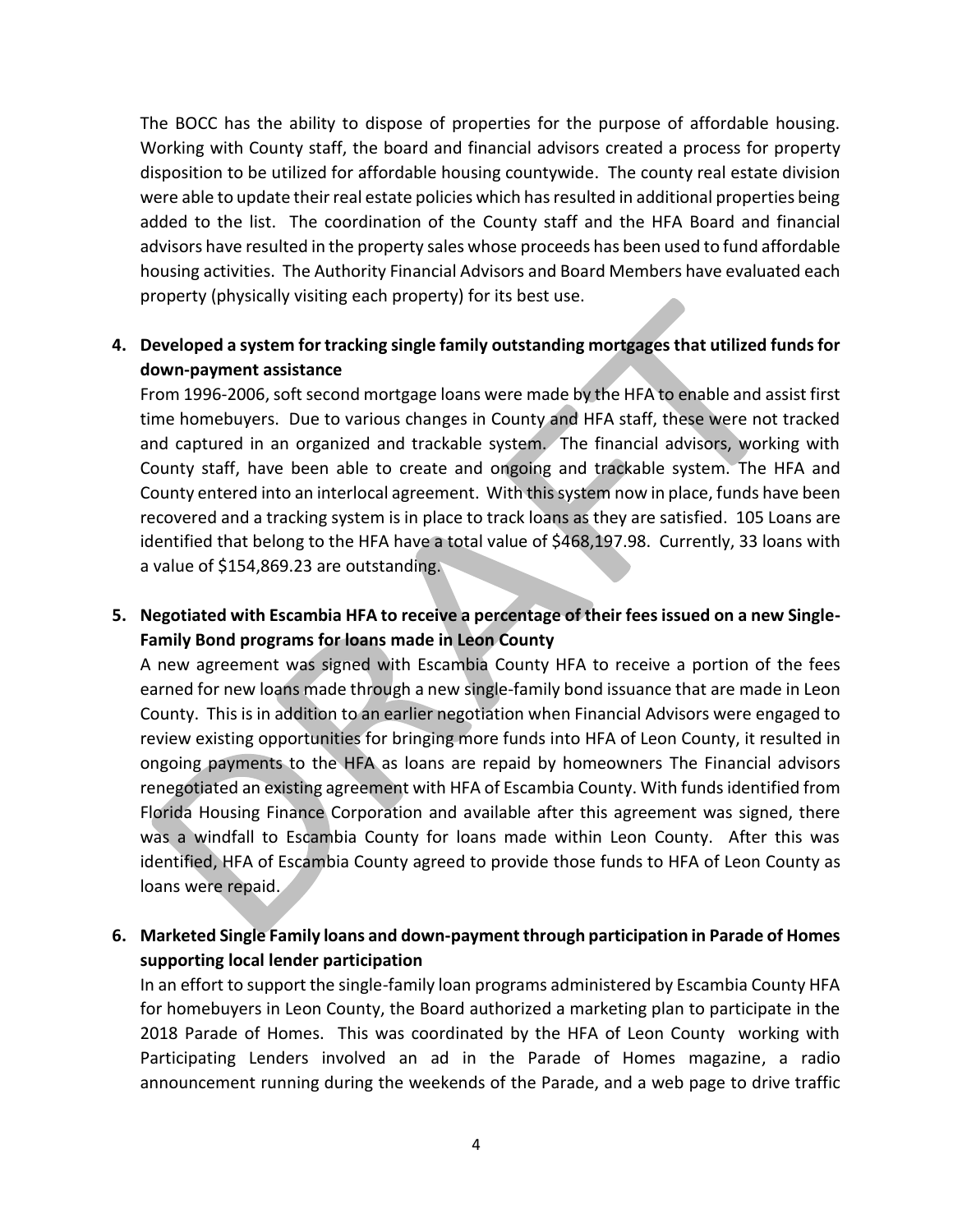The BOCC has the ability to dispose of properties for the purpose of affordable housing. Working with County staff, the board and financial advisors created a process for property disposition to be utilized for affordable housing countywide. The county real estate division were able to update their real estate policies which has resulted in additional properties being added to the list. The coordination of the County staff and the HFA Board and financial advisors have resulted in the property sales whose proceeds has been used to fund affordable housing activities. The Authority Financial Advisors and Board Members have evaluated each property (physically visiting each property) for its best use.

4. **Developed a system for tracking single family outstanding mortgages that utilized funds for down-payment assistance**

   From 1996-2006, soft second mortgage loans were made by the HFA to enable and assist first time homebuyers. Due to various changes in County and HFA staff, these were not tracked and captured in an organized and trackable system. The financial advisors, working with County staff, have been able to create and ongoing and trackable system. The HFA and County entered into an interlocal agreement. With this system now in place, funds have been recovered and a tracking system is in place to track loans as they are satisfied. 105 Loans are identified that belong to the HFA have a total value of $468,197.98. Currently, 33 loans with a value of $154,869.23 are outstanding.

5. **Negotiated with Escambia HFA to receive a percentage of their fees issued on a new Single-Family Bond programs for loans made in Leon County**

   A new agreement was signed with Escambia County HFA to receive a portion of the fees earned for new loans made through a new single-family bond issuance that are made in Leon County. This is in addition to an earlier negotiation when Financial Advisors were engaged to review existing opportunities for bringing more funds into HFA of Leon County, it resulted in ongoing payments to the HFA as loans are repaid by homeowners The Financial advisors renegotiated an existing agreement with HFA of Escambia County. With funds identified from Florida Housing Finance Corporation and available after this agreement was signed, there was a windfall to Escambia County for loans made within Leon County. After this was identified, HFA of Escambia County agreed to provide those funds to HFA of Leon County as loans were repaid.

6. **Marketed Single Family loans and down-payment through participation in Parade of Homes supporting local lender participation**

   In an effort to support the single-family loan programs administered by Escambia County HFA for homebuyers in Leon County, the Board authorized a marketing plan to participate in the 2018 Parade of Homes. This was coordinated by the HFA of Leon County working with Participating Lenders involved an ad in the Parade of Homes magazine, a radio announcement running during the weekends of the Parade, and a web page to drive traffic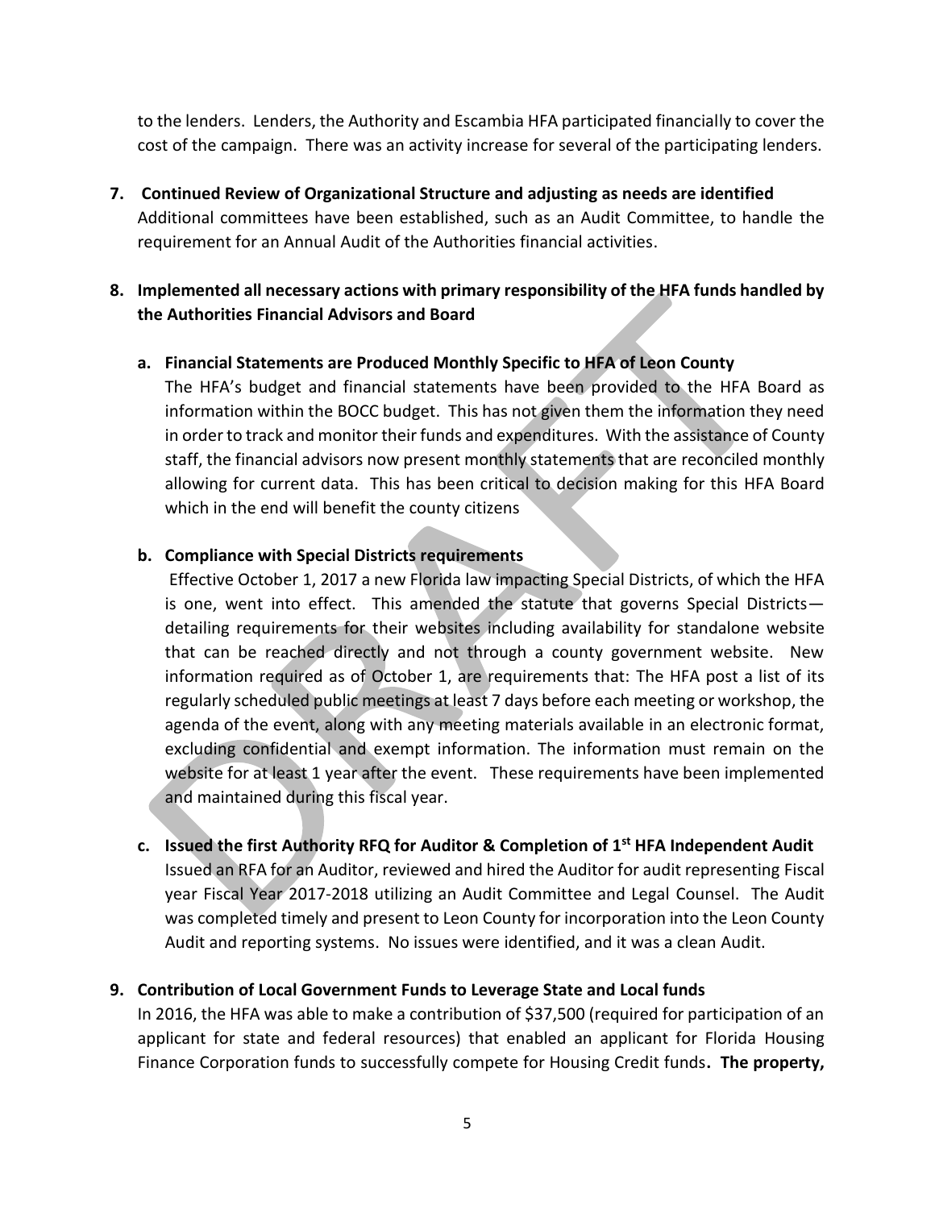to the lenders. Lenders, the Authority and Escambia HFA participated financially to cover the cost of the campaign. There was an activity increase for several of the participating lenders.

7. **Continued Review of Organizational Structure and adjusting as needs are identified**
   Additional committees have been established, such as an Audit Committee, to handle the requirement for an Annual Audit of the Authorities financial activities.

8. **Implemented all necessary actions with primary responsibility of the HFA funds handled by the Authorities Financial Advisors and Board**

   a. **Financial Statements are Produced Monthly Specific to HFA of Leon County**
   The HFA's budget and financial statements have been provided to the HFA Board as information within the BOCC budget. This has not given them the information they need in order to track and monitor their funds and expenditures. With the assistance of County staff, the financial advisors now present monthly statements that are reconciled monthly allowing for current data. This has been critical to decision making for this HFA Board which in the end will benefit the county citizens

   b. **Compliance with Special Districts requirements**
   Effective October 1, 2017 a new Florida law impacting Special Districts, of which the HFA is one, went into effect. This amended the statute that governs Special Districts—detailing requirements for their websites including availability for standalone website that can be reached directly and not through a county government website. New information required as of October 1, are requirements that: The HFA post a list of its regularly scheduled public meetings at least 7 days before each meeting or workshop, the agenda of the event, along with any meeting materials available in an electronic format, excluding confidential and exempt information. The information must remain on the website for at least 1 year after the event. These requirements have been implemented and maintained during this fiscal year.

   c. **Issued the first Authority RFQ for Auditor & Completion of 1st HFA Independent Audit**
   Issued an RFA for an Auditor, reviewed and hired the Auditor for audit representing Fiscal year Fiscal Year 2017-2018 utilizing an Audit Committee and Legal Counsel. The Audit was completed timely and present to Leon County for incorporation into the Leon County Audit and reporting systems. No issues were identified, and it was a clean Audit.

9. **Contribution of Local Government Funds to Leverage State and Local funds**
   In 2016, the HFA was able to make a contribution of $37,500 (required for participation of an applicant for state and federal resources) that enabled an applicant for Florida Housing Finance Corporation funds to successfully compete for Housing Credit funds**. The property,**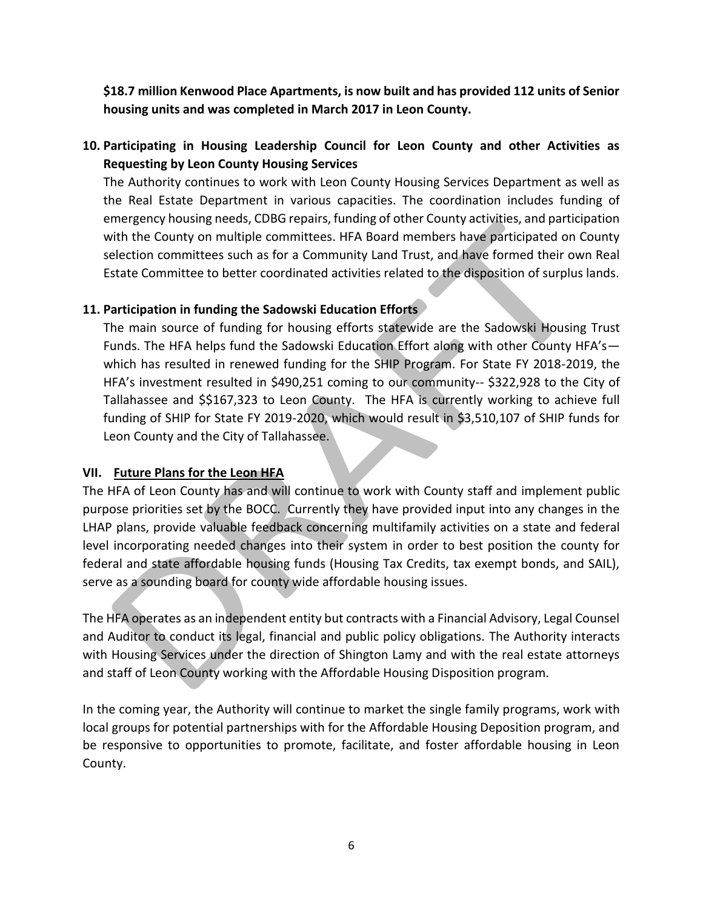**$18.7 million Kenwood Place Apartments, is now built and has provided 112 units of Senior housing units and was completed in March 2017 in Leon County.**

**10. Participating in Housing Leadership Council for Leon County and other Activities as Requesting by Leon County Housing Services**

The Authority continues to work with Leon County Housing Services Department as well as the Real Estate Department in various capacities. The coordination includes funding of emergency housing needs, CDBG repairs, funding of other County activities, and participation with the County on multiple committees. HFA Board members have participated on County selection committees such as for a Community Land Trust, and have formed their own Real Estate Committee to better coordinated activities related to the disposition of surplus lands.

**11. Participation in funding the Sadowski Education Efforts**

The main source of funding for housing efforts statewide are the Sadowski Housing Trust Funds. The HFA helps fund the Sadowski Education Effort along with other County HFA's—which has resulted in renewed funding for the SHIP Program. For State FY 2018-2019, the HFA's investment resulted in $490,251 coming to our community-- $322,928 to the City of Tallahassee and $$167,323 to Leon County. The HFA is currently working to achieve full funding of SHIP for State FY 2019-2020, which would result in $3,510,107 of SHIP funds for Leon County and the City of Tallahassee.

## VII. Future Plans for the Leon HFA

The HFA of Leon County has and will continue to work with County staff and implement public purpose priorities set by the BOCC. Currently they have provided input into any changes in the LHAP plans, provide valuable feedback concerning multifamily activities on a state and federal level incorporating needed changes into their system in order to best position the county for federal and state affordable housing funds (Housing Tax Credits, tax exempt bonds, and SAIL), serve as a sounding board for county wide affordable housing issues.

The HFA operates as an independent entity but contracts with a Financial Advisory, Legal Counsel and Auditor to conduct its legal, financial and public policy obligations. The Authority interacts with Housing Services under the direction of Shington Lamy and with the real estate attorneys and staff of Leon County working with the Affordable Housing Disposition program.

In the coming year, the Authority will continue to market the single family programs, work with local groups for potential partnerships with for the Affordable Housing Deposition program, and be responsive to opportunities to promote, facilitate, and foster affordable housing in Leon County.